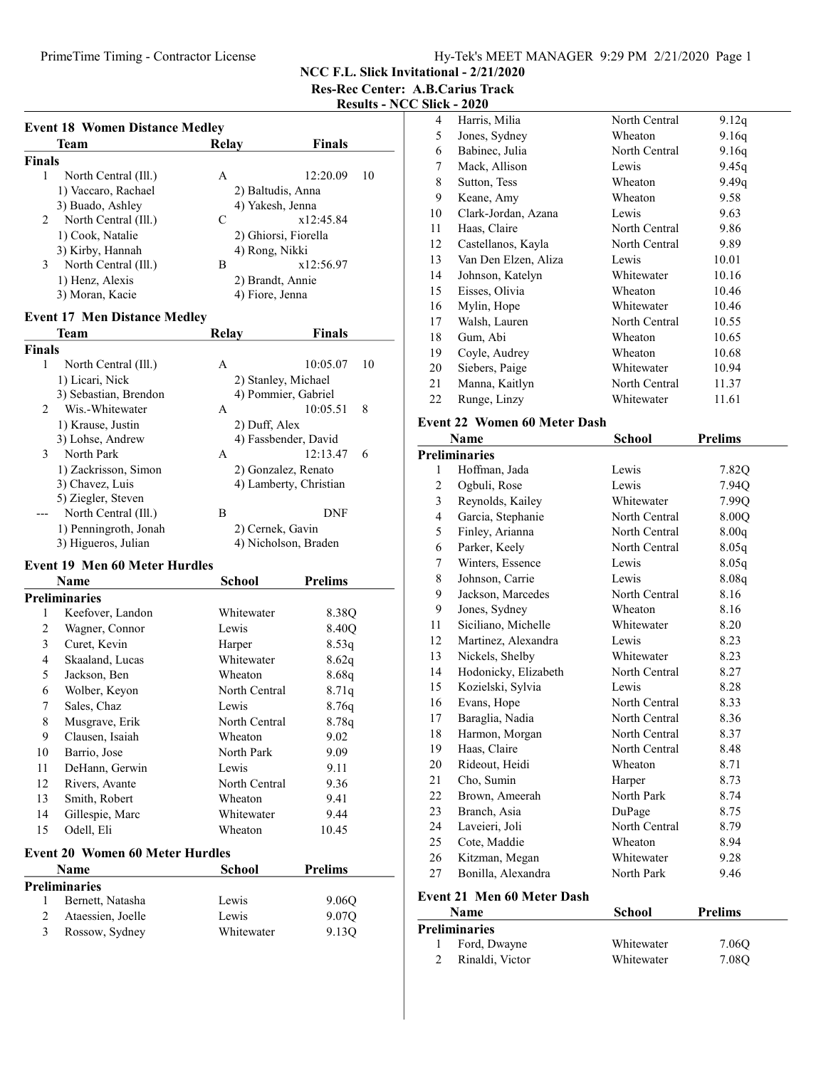# NCC F.L. Slick Invitational - 2/21/2020

## Res-Rec Center: A.B.Carius Track

## Results - NCC Slick - 2020

### Event 18 Women Distance Medley

| | Team | Relay | Finals | |
|---|---|---|---|---|
| **Finals** | | | | |
| 1 | North Central (Ill.) | A | 12:20.09 | 10 |
| | 1) Vaccaro, Rachael | 2) Baltudis, Anna | | |
| | 3) Buado, Ashley | 4) Yakesh, Jenna | | |
| 2 | North Central (Ill.) | C | x12:45.84 | |
| | 1) Cook, Natalie | 2) Ghiorsi, Fiorella | | |
| | 3) Kirby, Hannah | 4) Rong, Nikki | | |
| 3 | North Central (Ill.) | B | x12:56.97 | |
| | 1) Henz, Alexis | 2) Brandt, Annie | | |
| | 3) Moran, Kacie | 4) Fiore, Jenna | | |

### Event 17 Men Distance Medley

| | Team | Relay | Finals | |
|---|---|---|---|---|
| **Finals** | | | | |
| 1 | North Central (Ill.) | A | 10:05.07 | 10 |
| | 1) Licari, Nick | 2) Stanley, Michael | | |
| | 3) Sebastian, Brendon | 4) Pommier, Gabriel | | |
| 2 | Wis.-Whitewater | A | 10:05.51 | 8 |
| | 1) Krause, Justin | 2) Duff, Alex | | |
| | 3) Lohse, Andrew | 4) Fassbender, David | | |
| 3 | North Park | A | 12:13.47 | 6 |
| | 1) Zackrisson, Simon | 2) Gonzalez, Renato | | |
| | 3) Chavez, Luis | 4) Lamberty, Christian | | |
| | 5) Ziegler, Steven | | | |
| --- | North Central (Ill.) | B | DNF | |
| | 1) Penningroth, Jonah | 2) Cernek, Gavin | | |
| | 3) Higueros, Julian | 4) Nicholson, Braden | | |

### Event 19 Men 60 Meter Hurdles

| | Name | School | Prelims |
|---|---|---|---|
| **Preliminaries** | | | |
| 1 | Keefover, Landon | Whitewater | 8.38Q |
| 2 | Wagner, Connor | Lewis | 8.40Q |
| 3 | Curet, Kevin | Harper | 8.53q |
| 4 | Skaaland, Lucas | Whitewater | 8.62q |
| 5 | Jackson, Ben | Wheaton | 8.68q |
| 6 | Wolber, Keyon | North Central | 8.71q |
| 7 | Sales, Chaz | Lewis | 8.76q |
| 8 | Musgrave, Erik | North Central | 8.78q |
| 9 | Clausen, Isaiah | Wheaton | 9.02 |
| 10 | Barrio, Jose | North Park | 9.09 |
| 11 | DeHann, Gerwin | Lewis | 9.11 |
| 12 | Rivers, Avante | North Central | 9.36 |
| 13 | Smith, Robert | Wheaton | 9.41 |
| 14 | Gillespie, Marc | Whitewater | 9.44 |
| 15 | Odell, Eli | Wheaton | 10.45 |

### Event 20 Women 60 Meter Hurdles

| | Name | School | Prelims |
|---|---|---|---|
| **Preliminaries** | | | |
| 1 | Bernett, Natasha | Lewis | 9.06Q |
| 2 | Ataessien, Joelle | Lewis | 9.07Q |
| 3 | Rossow, Sydney | Whitewater | 9.13Q |
| 4 | Harris, Milia | North Central | 9.12q |
| 5 | Jones, Sydney | Wheaton | 9.16q |
| 6 | Babinec, Julia | North Central | 9.16q |
| 7 | Mack, Allison | Lewis | 9.45q |
| 8 | Sutton, Tess | Wheaton | 9.49q |
| 9 | Keane, Amy | Wheaton | 9.58 |
| 10 | Clark-Jordan, Azana | Lewis | 9.63 |
| 11 | Haas, Claire | North Central | 9.86 |
| 12 | Castellanos, Kayla | North Central | 9.89 |
| 13 | Van Den Elzen, Aliza | Lewis | 10.01 |
| 14 | Johnson, Katelyn | Whitewater | 10.16 |
| 15 | Eisses, Olivia | Wheaton | 10.46 |
| 16 | Mylin, Hope | Whitewater | 10.46 |
| 17 | Walsh, Lauren | North Central | 10.55 |
| 18 | Gum, Abi | Wheaton | 10.65 |
| 19 | Coyle, Audrey | Wheaton | 10.68 |
| 20 | Siebers, Paige | Whitewater | 10.94 |
| 21 | Manna, Kaitlyn | North Central | 11.37 |
| 22 | Runge, Linzy | Whitewater | 11.61 |

### Event 22 Women 60 Meter Dash

| | Name | School | Prelims |
|---|---|---|---|
| **Preliminaries** | | | |
| 1 | Hoffman, Jada | Lewis | 7.82Q |
| 2 | Ogbuli, Rose | Lewis | 7.94Q |
| 3 | Reynolds, Kailey | Whitewater | 7.99Q |
| 4 | Garcia, Stephanie | North Central | 8.00Q |
| 5 | Finley, Arianna | North Central | 8.00q |
| 6 | Parker, Keely | North Central | 8.05q |
| 7 | Winters, Essence | Lewis | 8.05q |
| 8 | Johnson, Carrie | Lewis | 8.08q |
| 9 | Jackson, Marcedes | North Central | 8.16 |
| 9 | Jones, Sydney | Wheaton | 8.16 |
| 11 | Siciliano, Michelle | Whitewater | 8.20 |
| 12 | Martinez, Alexandra | Lewis | 8.23 |
| 13 | Nickels, Shelby | Whitewater | 8.23 |
| 14 | Hodonicky, Elizabeth | North Central | 8.27 |
| 15 | Kozielski, Sylvia | Lewis | 8.28 |
| 16 | Evans, Hope | North Central | 8.33 |
| 17 | Baraglia, Nadia | North Central | 8.36 |
| 18 | Harmon, Morgan | North Central | 8.37 |
| 19 | Haas, Claire | North Central | 8.48 |
| 20 | Rideout, Heidi | Wheaton | 8.71 |
| 21 | Cho, Sumin | Harper | 8.73 |
| 22 | Brown, Ameerah | North Park | 8.74 |
| 23 | Branch, Asia | DuPage | 8.75 |
| 24 | Laveieri, Joli | North Central | 8.79 |
| 25 | Cote, Maddie | Wheaton | 8.94 |
| 26 | Kitzman, Megan | Whitewater | 9.28 |
| 27 | Bonilla, Alexandra | North Park | 9.46 |

### Event 21 Men 60 Meter Dash

| | Name | School | Prelims |
|---|---|---|---|
| **Preliminaries** | | | |
| 1 | Ford, Dwayne | Whitewater | 7.06Q |
| 2 | Rinaldi, Victor | Whitewater | 7.08Q |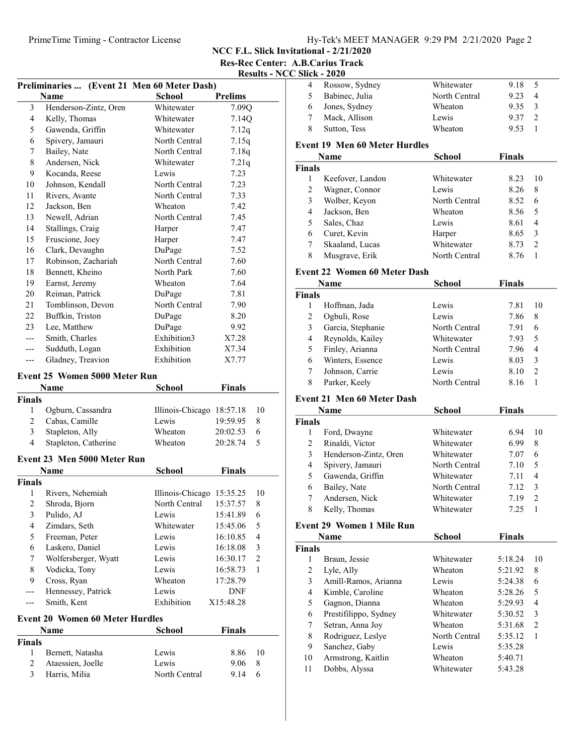# NCC F.L. Slick Invitational - 2/21/2020

**Res-Rec Center: A.B.Carius Track**

**Results - NCC Slick - 2020**

### Preliminaries ... (Event 21 Men 60 Meter Dash)

| | Name | School | Prelims |
|---|---|---|---|
| 3 | Henderson-Zintz, Oren | Whitewater | 7.09Q |
| 4 | Kelly, Thomas | Whitewater | 7.14Q |
| 5 | Gawenda, Griffin | Whitewater | 7.12q |
| 6 | Spivery, Jamauri | North Central | 7.15q |
| 7 | Bailey, Nate | North Central | 7.18q |
| 8 | Andersen, Nick | Whitewater | 7.21q |
| 9 | Kocanda, Reese | Lewis | 7.23 |
| 10 | Johnson, Kendall | North Central | 7.23 |
| 11 | Rivers, Avante | North Central | 7.33 |
| 12 | Jackson, Ben | Wheaton | 7.42 |
| 13 | Newell, Adrian | North Central | 7.45 |
| 14 | Stallings, Craig | Harper | 7.47 |
| 15 | Fruscione, Joey | Harper | 7.47 |
| 16 | Clark, Devaughn | DuPage | 7.52 |
| 17 | Robinson, Zachariah | North Central | 7.60 |
| 18 | Bennett, Kheino | North Park | 7.60 |
| 19 | Earnst, Jeremy | Wheaton | 7.64 |
| 20 | Reiman, Patrick | DuPage | 7.81 |
| 21 | Tomblinson, Devon | North Central | 7.90 |
| 22 | Buffkin, Triston | DuPage | 8.20 |
| 23 | Lee, Matthew | DuPage | 9.92 |
| --- | Smith, Charles | Exhibition3 | X7.28 |
| --- | Sudduth, Logan | Exhibition | X7.34 |
| --- | Gladney, Treavion | Exhibition | X7.77 |

### Event 25 Women 5000 Meter Run

| | Name | School | Finals | |
|---|---|---|---|---|
| **Finals** | | | | |
| 1 | Ogburn, Cassandra | Illinois-Chicago | 18:57.18 | 10 |
| 2 | Cabas, Camille | Lewis | 19:59.95 | 8 |
| 3 | Stapleton, Ally | Wheaton | 20:02.53 | 6 |
| 4 | Stapleton, Catherine | Wheaton | 20:28.74 | 5 |

### Event 23 Men 5000 Meter Run

| | Name | School | Finals | |
|---|---|---|---|---|
| **Finals** | | | | |
| 1 | Rivers, Nehemiah | Illinois-Chicago | 15:35.25 | 10 |
| 2 | Shroda, Bjorn | North Central | 15:37.57 | 8 |
| 3 | Pulido, AJ | Lewis | 15:41.89 | 6 |
| 4 | Zimdars, Seth | Whitewater | 15:45.06 | 5 |
| 5 | Freeman, Peter | Lewis | 16:10.85 | 4 |
| 6 | Laskero, Daniel | Lewis | 16:18.08 | 3 |
| 7 | Wolfersberger, Wyatt | Lewis | 16:30.17 | 2 |
| 8 | Vodicka, Tony | Lewis | 16:58.73 | 1 |
| 9 | Cross, Ryan | Wheaton | 17:28.79 | |
| --- | Hennessey, Patrick | Lewis | DNF | |
| --- | Smith, Kent | Exhibition | X15:48.28 | |

### Event 20 Women 60 Meter Hurdles

| | Name | School | Finals | |
|---|---|---|---|---|
| **Finals** | | | | |
| 1 | Bernett, Natasha | Lewis | 8.86 | 10 |
| 2 | Ataessien, Joelle | Lewis | 9.06 | 8 |
| 3 | Harris, Milia | North Central | 9.14 | 6 |
| 4 | Rossow, Sydney | Whitewater | 9.18 | 5 |
| 5 | Babinec, Julia | North Central | 9.23 | 4 |
| 6 | Jones, Sydney | Wheaton | 9.35 | 3 |
| 7 | Mack, Allison | Lewis | 9.37 | 2 |
| 8 | Sutton, Tess | Wheaton | 9.53 | 1 |

### Event 19 Men 60 Meter Hurdles

| | Name | School | Finals | |
|---|---|---|---|---|
| **Finals** | | | | |
| 1 | Keefover, Landon | Whitewater | 8.23 | 10 |
| 2 | Wagner, Connor | Lewis | 8.26 | 8 |
| 3 | Wolber, Keyon | North Central | 8.52 | 6 |
| 4 | Jackson, Ben | Wheaton | 8.56 | 5 |
| 5 | Sales, Chaz | Lewis | 8.61 | 4 |
| 6 | Curet, Kevin | Harper | 8.65 | 3 |
| 7 | Skaaland, Lucas | Whitewater | 8.73 | 2 |
| 8 | Musgrave, Erik | North Central | 8.76 | 1 |

### Event 22 Women 60 Meter Dash

| | Name | School | Finals | |
|---|---|---|---|---|
| **Finals** | | | | |
| 1 | Hoffman, Jada | Lewis | 7.81 | 10 |
| 2 | Ogbuli, Rose | Lewis | 7.86 | 8 |
| 3 | Garcia, Stephanie | North Central | 7.91 | 6 |
| 4 | Reynolds, Kailey | Whitewater | 7.93 | 5 |
| 5 | Finley, Arianna | North Central | 7.96 | 4 |
| 6 | Winters, Essence | Lewis | 8.03 | 3 |
| 7 | Johnson, Carrie | Lewis | 8.10 | 2 |
| 8 | Parker, Keely | North Central | 8.16 | 1 |

### Event 21 Men 60 Meter Dash

| | Name | School | Finals | |
|---|---|---|---|---|
| **Finals** | | | | |
| 1 | Ford, Dwayne | Whitewater | 6.94 | 10 |
| 2 | Rinaldi, Victor | Whitewater | 6.99 | 8 |
| 3 | Henderson-Zintz, Oren | Whitewater | 7.07 | 6 |
| 4 | Spivery, Jamauri | North Central | 7.10 | 5 |
| 5 | Gawenda, Griffin | Whitewater | 7.11 | 4 |
| 6 | Bailey, Nate | North Central | 7.12 | 3 |
| 7 | Andersen, Nick | Whitewater | 7.19 | 2 |
| 8 | Kelly, Thomas | Whitewater | 7.25 | 1 |

### Event 29 Women 1 Mile Run

| | Name | School | Finals | |
|---|---|---|---|---|
| **Finals** | | | | |
| 1 | Braun, Jessie | Whitewater | 5:18.24 | 10 |
| 2 | Lyle, Ally | Wheaton | 5:21.92 | 8 |
| 3 | Amill-Ramos, Arianna | Lewis | 5:24.38 | 6 |
| 4 | Kimble, Caroline | Wheaton | 5:28.26 | 5 |
| 5 | Gagnon, Dianna | Wheaton | 5:29.93 | 4 |
| 6 | Prestifilippo, Sydney | Whitewater | 5:30.52 | 3 |
| 7 | Setran, Anna Joy | Wheaton | 5:31.68 | 2 |
| 8 | Rodriguez, Leslye | North Central | 5:35.12 | 1 |
| 9 | Sanchez, Gaby | Lewis | 5:35.28 | |
| 10 | Armstrong, Kaitlin | Wheaton | 5:40.71 | |
| 11 | Dobbs, Alyssa | Whitewater | 5:43.28 | |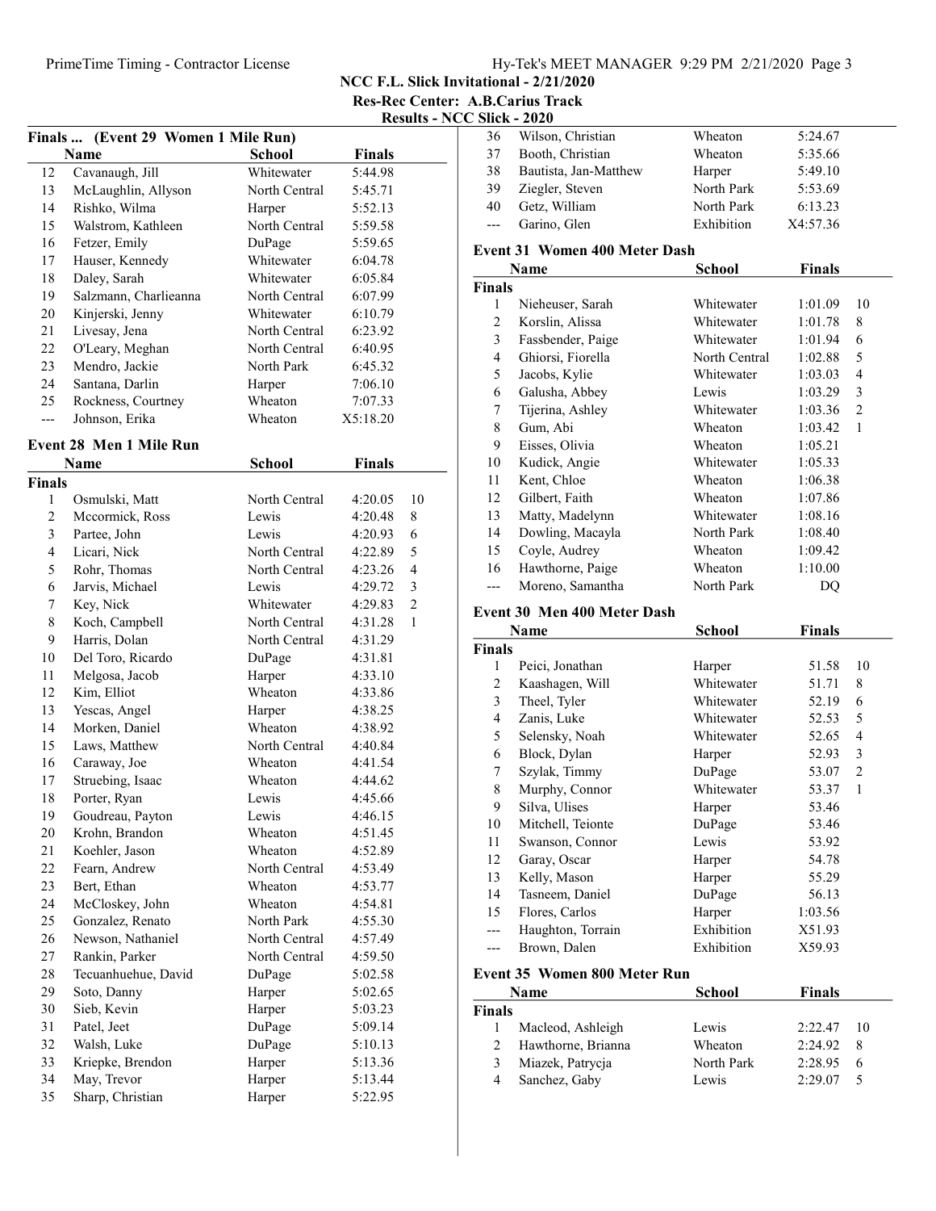## Finals ... (Event 29 Women 1 Mile Run)

| | Name | School | Finals | |
|---|---|---|---|---|
| 12 | Cavanaugh, Jill | Whitewater | 5:44.98 | |
| 13 | McLaughlin, Allyson | North Central | 5:45.71 | |
| 14 | Rishko, Wilma | Harper | 5:52.13 | |
| 15 | Walstrom, Kathleen | North Central | 5:59.58 | |
| 16 | Fetzer, Emily | DuPage | 5:59.65 | |
| 17 | Hauser, Kennedy | Whitewater | 6:04.78 | |
| 18 | Daley, Sarah | Whitewater | 6:05.84 | |
| 19 | Salzmann, Charlieanna | North Central | 6:07.99 | |
| 20 | Kinjerski, Jenny | Whitewater | 6:10.79 | |
| 21 | Livesay, Jena | North Central | 6:23.92 | |
| 22 | O'Leary, Meghan | North Central | 6:40.95 | |
| 23 | Mendro, Jackie | North Park | 6:45.32 | |
| 24 | Santana, Darlin | Harper | 7:06.10 | |
| 25 | Rockness, Courtney | Wheaton | 7:07.33 | |
| --- | Johnson, Erika | Wheaton | X5:18.20 | |

## Event 28 Men 1 Mile Run

| | Name | School | Finals | |
|---|---|---|---|---|
| **Finals** | | | | |
| 1 | Osmulski, Matt | North Central | 4:20.05 | 10 |
| 2 | Mccormick, Ross | Lewis | 4:20.48 | 8 |
| 3 | Partee, John | Lewis | 4:20.93 | 6 |
| 4 | Licari, Nick | North Central | 4:22.89 | 5 |
| 5 | Rohr, Thomas | North Central | 4:23.26 | 4 |
| 6 | Jarvis, Michael | Lewis | 4:29.72 | 3 |
| 7 | Key, Nick | Whitewater | 4:29.83 | 2 |
| 8 | Koch, Campbell | North Central | 4:31.28 | 1 |
| 9 | Harris, Dolan | North Central | 4:31.29 | |
| 10 | Del Toro, Ricardo | DuPage | 4:31.81 | |
| 11 | Melgosa, Jacob | Harper | 4:33.10 | |
| 12 | Kim, Elliot | Wheaton | 4:33.86 | |
| 13 | Yescas, Angel | Harper | 4:38.25 | |
| 14 | Morken, Daniel | Wheaton | 4:38.92 | |
| 15 | Laws, Matthew | North Central | 4:40.84 | |
| 16 | Caraway, Joe | Wheaton | 4:41.54 | |
| 17 | Struebing, Isaac | Wheaton | 4:44.62 | |
| 18 | Porter, Ryan | Lewis | 4:45.66 | |
| 19 | Goudreau, Payton | Lewis | 4:46.15 | |
| 20 | Krohn, Brandon | Wheaton | 4:51.45 | |
| 21 | Koehler, Jason | Wheaton | 4:52.89 | |
| 22 | Fearn, Andrew | North Central | 4:53.49 | |
| 23 | Bert, Ethan | Wheaton | 4:53.77 | |
| 24 | McCloskey, John | Wheaton | 4:54.81 | |
| 25 | Gonzalez, Renato | North Park | 4:55.30 | |
| 26 | Newson, Nathaniel | North Central | 4:57.49 | |
| 27 | Rankin, Parker | North Central | 4:59.50 | |
| 28 | Tecuanhuehue, David | DuPage | 5:02.58 | |
| 29 | Soto, Danny | Harper | 5:02.65 | |
| 30 | Sieb, Kevin | Harper | 5:03.23 | |
| 31 | Patel, Jeet | DuPage | 5:09.14 | |
| 32 | Walsh, Luke | DuPage | 5:10.13 | |
| 33 | Kriepke, Brendon | Harper | 5:13.36 | |
| 34 | May, Trevor | Harper | 5:13.44 | |
| 35 | Sharp, Christian | Harper | 5:22.95 | |
| 36 | Wilson, Christian | Wheaton | 5:24.67 | |
| 37 | Booth, Christian | Wheaton | 5:35.66 | |
| 38 | Bautista, Jan-Matthew | Harper | 5:49.10 | |
| 39 | Ziegler, Steven | North Park | 5:53.69 | |
| 40 | Getz, William | North Park | 6:13.23 | |
| --- | Garino, Glen | Exhibition | X4:57.36 | |

## Event 31 Women 400 Meter Dash

| | Name | School | Finals | |
|---|---|---|---|---|
| **Finals** | | | | |
| 1 | Nieheuser, Sarah | Whitewater | 1:01.09 | 10 |
| 2 | Korslin, Alissa | Whitewater | 1:01.78 | 8 |
| 3 | Fassbender, Paige | Whitewater | 1:01.94 | 6 |
| 4 | Ghiorsi, Fiorella | North Central | 1:02.88 | 5 |
| 5 | Jacobs, Kylie | Whitewater | 1:03.03 | 4 |
| 6 | Galusha, Abbey | Lewis | 1:03.29 | 3 |
| 7 | Tijerina, Ashley | Whitewater | 1:03.36 | 2 |
| 8 | Gum, Abi | Wheaton | 1:03.42 | 1 |
| 9 | Eisses, Olivia | Wheaton | 1:05.21 | |
| 10 | Kudick, Angie | Whitewater | 1:05.33 | |
| 11 | Kent, Chloe | Wheaton | 1:06.38 | |
| 12 | Gilbert, Faith | Wheaton | 1:07.86 | |
| 13 | Matty, Madelynn | Whitewater | 1:08.16 | |
| 14 | Dowling, Macayla | North Park | 1:08.40 | |
| 15 | Coyle, Audrey | Wheaton | 1:09.42 | |
| 16 | Hawthorne, Paige | Wheaton | 1:10.00 | |
| --- | Moreno, Samantha | North Park | DQ | |

## Event 30 Men 400 Meter Dash

| | Name | School | Finals | |
|---|---|---|---|---|
| **Finals** | | | | |
| 1 | Peici, Jonathan | Harper | 51.58 | 10 |
| 2 | Kaashagen, Will | Whitewater | 51.71 | 8 |
| 3 | Theel, Tyler | Whitewater | 52.19 | 6 |
| 4 | Zanis, Luke | Whitewater | 52.53 | 5 |
| 5 | Selensky, Noah | Whitewater | 52.65 | 4 |
| 6 | Block, Dylan | Harper | 52.93 | 3 |
| 7 | Szylak, Timmy | DuPage | 53.07 | 2 |
| 8 | Murphy, Connor | Whitewater | 53.37 | 1 |
| 9 | Silva, Ulises | Harper | 53.46 | |
| 10 | Mitchell, Teionte | DuPage | 53.46 | |
| 11 | Swanson, Connor | Lewis | 53.92 | |
| 12 | Garay, Oscar | Harper | 54.78 | |
| 13 | Kelly, Mason | Harper | 55.29 | |
| 14 | Tasneem, Daniel | DuPage | 56.13 | |
| 15 | Flores, Carlos | Harper | 1:03.56 | |
| --- | Haughton, Torrain | Exhibition | X51.93 | |
| --- | Brown, Dalen | Exhibition | X59.93 | |

## Event 35 Women 800 Meter Run

| | Name | School | Finals | |
|---|---|---|---|---|
| **Finals** | | | | |
| 1 | Macleod, Ashleigh | Lewis | 2:22.47 | 10 |
| 2 | Hawthorne, Brianna | Wheaton | 2:24.92 | 8 |
| 3 | Miazek, Patrycja | North Park | 2:28.95 | 6 |
| 4 | Sanchez, Gaby | Lewis | 2:29.07 | 5 |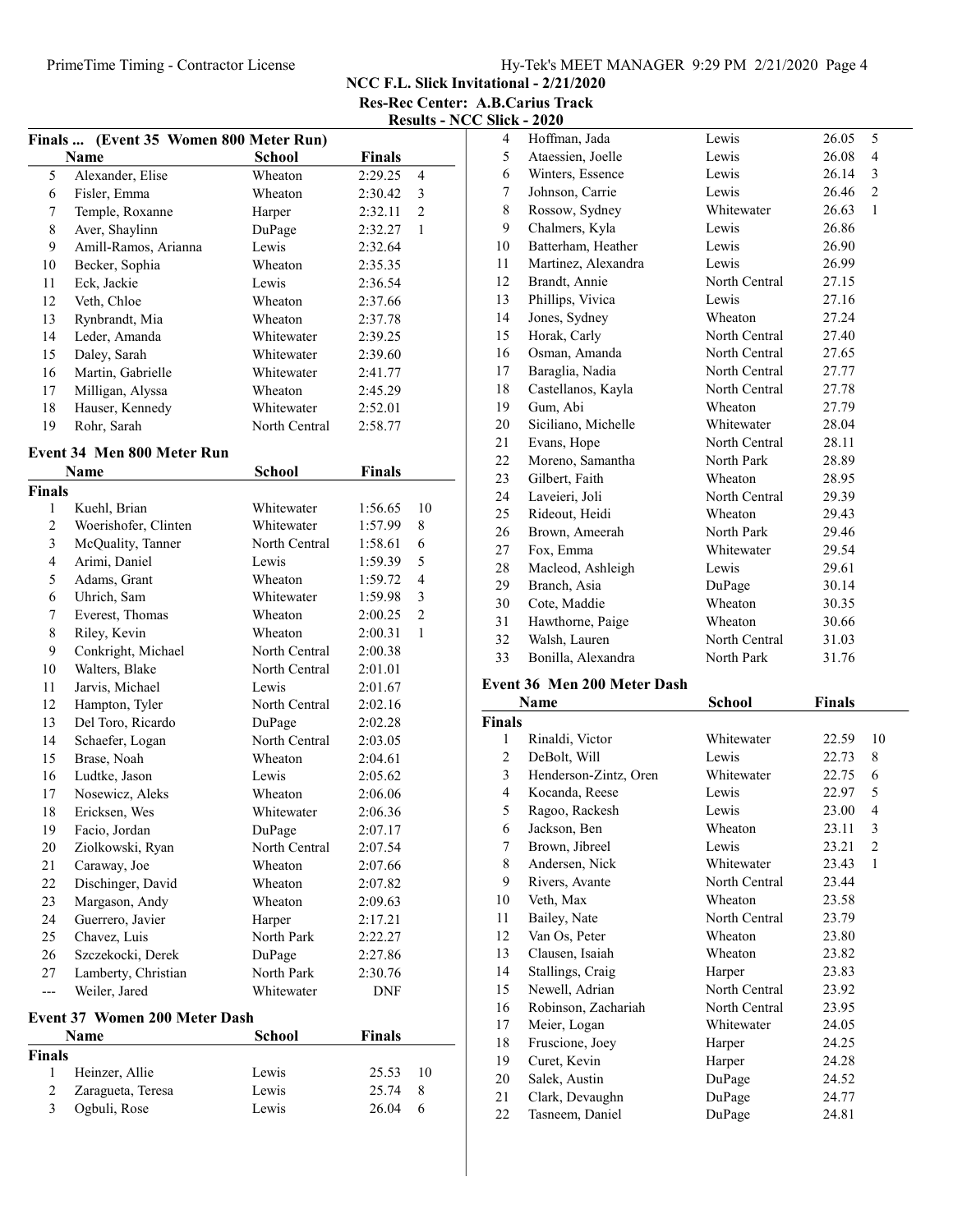## NCC F.L. Slick Invitational - 2/21/2020

### Res-Rec Center: A.B.Carius Track

### Results - NCC Slick - 2020

#### Finals ... (Event 35 Women 800 Meter Run)

| | Name | School | Finals | |
|---|---|---|---|---|
| 5 | Alexander, Elise | Wheaton | 2:29.25 | 4 |
| 6 | Fisler, Emma | Wheaton | 2:30.42 | 3 |
| 7 | Temple, Roxanne | Harper | 2:32.11 | 2 |
| 8 | Aver, Shaylinn | DuPage | 2:32.27 | 1 |
| 9 | Amill-Ramos, Arianna | Lewis | 2:32.64 | |
| 10 | Becker, Sophia | Wheaton | 2:35.35 | |
| 11 | Eck, Jackie | Lewis | 2:36.54 | |
| 12 | Veth, Chloe | Wheaton | 2:37.66 | |
| 13 | Rynbrandt, Mia | Wheaton | 2:37.78 | |
| 14 | Leder, Amanda | Whitewater | 2:39.25 | |
| 15 | Daley, Sarah | Whitewater | 2:39.60 | |
| 16 | Martin, Gabrielle | Whitewater | 2:41.77 | |
| 17 | Milligan, Alyssa | Wheaton | 2:45.29 | |
| 18 | Hauser, Kennedy | Whitewater | 2:52.01 | |
| 19 | Rohr, Sarah | North Central | 2:58.77 | |

#### Event 34 Men 800 Meter Run

| | Name | School | Finals | |
|---|---|---|---|---|
| **Finals** | | | | |
| 1 | Kuehl, Brian | Whitewater | 1:56.65 | 10 |
| 2 | Woerishofer, Clinten | Whitewater | 1:57.99 | 8 |
| 3 | McQuality, Tanner | North Central | 1:58.61 | 6 |
| 4 | Arimi, Daniel | Lewis | 1:59.39 | 5 |
| 5 | Adams, Grant | Wheaton | 1:59.72 | 4 |
| 6 | Uhrich, Sam | Whitewater | 1:59.98 | 3 |
| 7 | Everest, Thomas | Wheaton | 2:00.25 | 2 |
| 8 | Riley, Kevin | Wheaton | 2:00.31 | 1 |
| 9 | Conkright, Michael | North Central | 2:00.38 | |
| 10 | Walters, Blake | North Central | 2:01.01 | |
| 11 | Jarvis, Michael | Lewis | 2:01.67 | |
| 12 | Hampton, Tyler | North Central | 2:02.16 | |
| 13 | Del Toro, Ricardo | DuPage | 2:02.28 | |
| 14 | Schaefer, Logan | North Central | 2:03.05 | |
| 15 | Brase, Noah | Wheaton | 2:04.61 | |
| 16 | Ludtke, Jason | Lewis | 2:05.62 | |
| 17 | Nosewicz, Aleks | Wheaton | 2:06.06 | |
| 18 | Ericksen, Wes | Whitewater | 2:06.36 | |
| 19 | Facio, Jordan | DuPage | 2:07.17 | |
| 20 | Ziolkowski, Ryan | North Central | 2:07.54 | |
| 21 | Caraway, Joe | Wheaton | 2:07.66 | |
| 22 | Dischinger, David | Wheaton | 2:07.82 | |
| 23 | Margason, Andy | Wheaton | 2:09.63 | |
| 24 | Guerrero, Javier | Harper | 2:17.21 | |
| 25 | Chavez, Luis | North Park | 2:22.27 | |
| 26 | Szczekocki, Derek | DuPage | 2:27.86 | |
| 27 | Lamberty, Christian | North Park | 2:30.76 | |
| --- | Weiler, Jared | Whitewater | DNF | |

#### Event 37 Women 200 Meter Dash

| | Name | School | Finals | |
|---|---|---|---|---|
| **Finals** | | | | |
| 1 | Heinzer, Allie | Lewis | 25.53 | 10 |
| 2 | Zaragueta, Teresa | Lewis | 25.74 | 8 |
| 3 | Ogbuli, Rose | Lewis | 26.04 | 6 |
| 4 | Hoffman, Jada | Lewis | 26.05 | 5 |
| 5 | Ataessien, Joelle | Lewis | 26.08 | 4 |
| 6 | Winters, Essence | Lewis | 26.14 | 3 |
| 7 | Johnson, Carrie | Lewis | 26.46 | 2 |
| 8 | Rossow, Sydney | Whitewater | 26.63 | 1 |
| 9 | Chalmers, Kyla | Lewis | 26.86 | |
| 10 | Batterham, Heather | Lewis | 26.90 | |
| 11 | Martinez, Alexandra | Lewis | 26.99 | |
| 12 | Brandt, Annie | North Central | 27.15 | |
| 13 | Phillips, Vivica | Lewis | 27.16 | |
| 14 | Jones, Sydney | Wheaton | 27.24 | |
| 15 | Horak, Carly | North Central | 27.40 | |
| 16 | Osman, Amanda | North Central | 27.65 | |
| 17 | Baraglia, Nadia | North Central | 27.77 | |
| 18 | Castellanos, Kayla | North Central | 27.78 | |
| 19 | Gum, Abi | Wheaton | 27.79 | |
| 20 | Siciliano, Michelle | Whitewater | 28.04 | |
| 21 | Evans, Hope | North Central | 28.11 | |
| 22 | Moreno, Samantha | North Park | 28.89 | |
| 23 | Gilbert, Faith | Wheaton | 28.95 | |
| 24 | Laveieri, Joli | North Central | 29.39 | |
| 25 | Rideout, Heidi | Wheaton | 29.43 | |
| 26 | Brown, Ameerah | North Park | 29.46 | |
| 27 | Fox, Emma | Whitewater | 29.54 | |
| 28 | Macleod, Ashleigh | Lewis | 29.61 | |
| 29 | Branch, Asia | DuPage | 30.14 | |
| 30 | Cote, Maddie | Wheaton | 30.35 | |
| 31 | Hawthorne, Paige | Wheaton | 30.66 | |
| 32 | Walsh, Lauren | North Central | 31.03 | |
| 33 | Bonilla, Alexandra | North Park | 31.76 | |

#### Event 36 Men 200 Meter Dash

| | Name | School | Finals | |
|---|---|---|---|---|
| **Finals** | | | | |
| 1 | Rinaldi, Victor | Whitewater | 22.59 | 10 |
| 2 | DeBolt, Will | Lewis | 22.73 | 8 |
| 3 | Henderson-Zintz, Oren | Whitewater | 22.75 | 6 |
| 4 | Kocanda, Reese | Lewis | 22.97 | 5 |
| 5 | Ragoo, Rackesh | Lewis | 23.00 | 4 |
| 6 | Jackson, Ben | Wheaton | 23.11 | 3 |
| 7 | Brown, Jibreel | Lewis | 23.21 | 2 |
| 8 | Andersen, Nick | Whitewater | 23.43 | 1 |
| 9 | Rivers, Avante | North Central | 23.44 | |
| 10 | Veth, Max | Wheaton | 23.58 | |
| 11 | Bailey, Nate | North Central | 23.79 | |
| 12 | Van Os, Peter | Wheaton | 23.80 | |
| 13 | Clausen, Isaiah | Wheaton | 23.82 | |
| 14 | Stallings, Craig | Harper | 23.83 | |
| 15 | Newell, Adrian | North Central | 23.92 | |
| 16 | Robinson, Zachariah | North Central | 23.95 | |
| 17 | Meier, Logan | Whitewater | 24.05 | |
| 18 | Fruscione, Joey | Harper | 24.25 | |
| 19 | Curet, Kevin | Harper | 24.28 | |
| 20 | Salek, Austin | DuPage | 24.52 | |
| 21 | Clark, Devaughn | DuPage | 24.77 | |
| 22 | Tasneem, Daniel | DuPage | 24.81 | |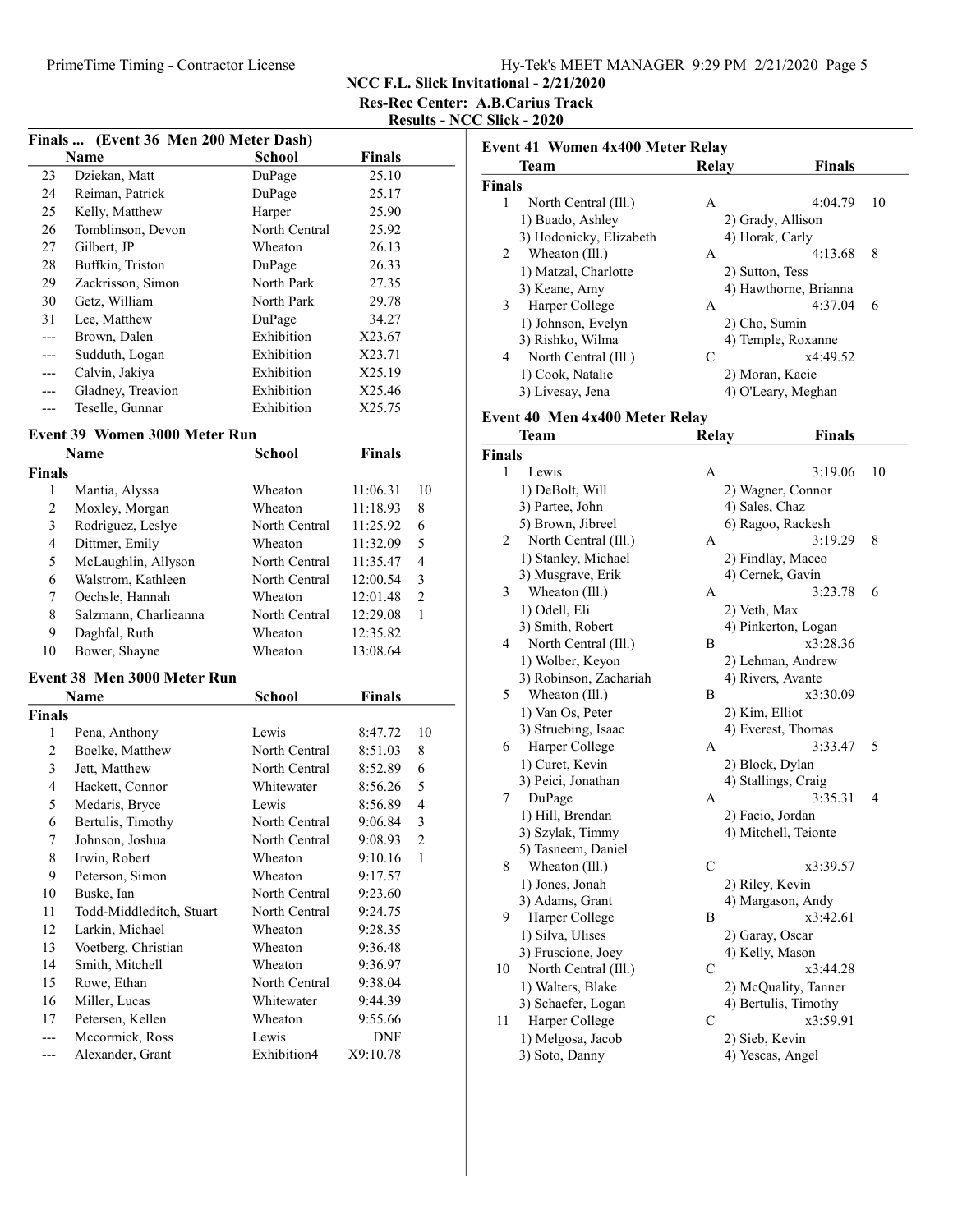## NCC F.L. Slick Invitational - 2/21/2020

**Res-Rec Center: A.B.Carius Track**

**Results - NCC Slick - 2020**

### Finals ... (Event 36 Men 200 Meter Dash)

| | Name | School | Finals |
|---|---|---|---|
| 23 | Dziekan, Matt | DuPage | 25.10 |
| 24 | Reiman, Patrick | DuPage | 25.17 |
| 25 | Kelly, Matthew | Harper | 25.90 |
| 26 | Tomblinson, Devon | North Central | 25.92 |
| 27 | Gilbert, JP | Wheaton | 26.13 |
| 28 | Buffkin, Triston | DuPage | 26.33 |
| 29 | Zackrisson, Simon | North Park | 27.35 |
| 30 | Getz, William | North Park | 29.78 |
| 31 | Lee, Matthew | DuPage | 34.27 |
| --- | Brown, Dalen | Exhibition | X23.67 |
| --- | Sudduth, Logan | Exhibition | X23.71 |
| --- | Calvin, Jakiya | Exhibition | X25.19 |
| --- | Gladney, Treavion | Exhibition | X25.46 |
| --- | Teselle, Gunnar | Exhibition | X25.75 |

### Event 39 Women 3000 Meter Run

| | Name | School | Finals | |
|---|---|---|---|---|
| **Finals** | | | | |
| 1 | Mantia, Alyssa | Wheaton | 11:06.31 | 10 |
| 2 | Moxley, Morgan | Wheaton | 11:18.93 | 8 |
| 3 | Rodriguez, Leslye | North Central | 11:25.92 | 6 |
| 4 | Dittmer, Emily | Wheaton | 11:32.09 | 5 |
| 5 | McLaughlin, Allyson | North Central | 11:35.47 | 4 |
| 6 | Walstrom, Kathleen | North Central | 12:00.54 | 3 |
| 7 | Oechsle, Hannah | Wheaton | 12:01.48 | 2 |
| 8 | Salzmann, Charlieanna | North Central | 12:29.08 | 1 |
| 9 | Daghfal, Ruth | Wheaton | 12:35.82 | |
| 10 | Bower, Shayne | Wheaton | 13:08.64 | |

### Event 38 Men 3000 Meter Run

| | Name | School | Finals | |
|---|---|---|---|---|
| **Finals** | | | | |
| 1 | Pena, Anthony | Lewis | 8:47.72 | 10 |
| 2 | Boelke, Matthew | North Central | 8:51.03 | 8 |
| 3 | Jett, Matthew | North Central | 8:52.89 | 6 |
| 4 | Hackett, Connor | Whitewater | 8:56.26 | 5 |
| 5 | Medaris, Bryce | Lewis | 8:56.89 | 4 |
| 6 | Bertulis, Timothy | North Central | 9:06.84 | 3 |
| 7 | Johnson, Joshua | North Central | 9:08.93 | 2 |
| 8 | Irwin, Robert | Wheaton | 9:10.16 | 1 |
| 9 | Peterson, Simon | Wheaton | 9:17.57 | |
| 10 | Buske, Ian | North Central | 9:23.60 | |
| 11 | Todd-Middleditch, Stuart | North Central | 9:24.75 | |
| 12 | Larkin, Michael | Wheaton | 9:28.35 | |
| 13 | Voetberg, Christian | Wheaton | 9:36.48 | |
| 14 | Smith, Mitchell | Wheaton | 9:36.97 | |
| 15 | Rowe, Ethan | North Central | 9:38.04 | |
| 16 | Miller, Lucas | Whitewater | 9:44.39 | |
| 17 | Petersen, Kellen | Wheaton | 9:55.66 | |
| --- | Mccormick, Ross | Lewis | DNF | |
| --- | Alexander, Grant | Exhibition4 | X9:10.78 | |

### Event 41 Women 4x400 Meter Relay

| | Team | Relay | Finals | |
|---|---|---|---|---|
| **Finals** | | | | |
| 1 | North Central (Ill.) | A | 4:04.79 | 10 |
| | 1) Buado, Ashley; 2) Grady, Allison; 3) Hodonicky, Elizabeth; 4) Horak, Carly | | | |
| 2 | Wheaton (Ill.) | A | 4:13.68 | 8 |
| | 1) Matzal, Charlotte; 2) Sutton, Tess; 3) Keane, Amy; 4) Hawthorne, Brianna | | | |
| 3 | Harper College | A | 4:37.04 | 6 |
| | 1) Johnson, Evelyn; 2) Cho, Sumin; 3) Rishko, Wilma; 4) Temple, Roxanne | | | |
| 4 | North Central (Ill.) | C | x4:49.52 | |
| | 1) Cook, Natalie; 2) Moran, Kacie; 3) Livesay, Jena; 4) O'Leary, Meghan | | | |

### Event 40 Men 4x400 Meter Relay

| | Team | Relay | Finals | |
|---|---|---|---|---|
| **Finals** | | | | |
| 1 | Lewis | A | 3:19.06 | 10 |
| | 1) DeBolt, Will; 2) Wagner, Connor; 3) Partee, John; 4) Sales, Chaz; 5) Brown, Jibreel; 6) Ragoo, Rackesh | | | |
| 2 | North Central (Ill.) | A | 3:19.29 | 8 |
| | 1) Stanley, Michael; 2) Findlay, Maceo; 3) Musgrave, Erik; 4) Cernek, Gavin | | | |
| 3 | Wheaton (Ill.) | A | 3:23.78 | 6 |
| | 1) Odell, Eli; 2) Veth, Max; 3) Smith, Robert; 4) Pinkerton, Logan | | | |
| 4 | North Central (Ill.) | B | x3:28.36 | |
| | 1) Wolber, Keyon; 2) Lehman, Andrew; 3) Robinson, Zachariah; 4) Rivers, Avante | | | |
| 5 | Wheaton (Ill.) | B | x3:30.09 | |
| | 1) Van Os, Peter; 2) Kim, Elliot; 3) Struebing, Isaac; 4) Everest, Thomas | | | |
| 6 | Harper College | A | 3:33.47 | 5 |
| | 1) Curet, Kevin; 2) Block, Dylan; 3) Peici, Jonathan; 4) Stallings, Craig | | | |
| 7 | DuPage | A | 3:35.31 | 4 |
| | 1) Hill, Brendan; 2) Facio, Jordan; 3) Szylak, Timmy; 4) Mitchell, Teionte; 5) Tasneem, Daniel | | | |
| 8 | Wheaton (Ill.) | C | x3:39.57 | |
| | 1) Jones, Jonah; 2) Riley, Kevin; 3) Adams, Grant; 4) Margason, Andy | | | |
| 9 | Harper College | B | x3:42.61 | |
| | 1) Silva, Ulises; 2) Garay, Oscar; 3) Fruscione, Joey; 4) Kelly, Mason | | | |
| 10 | North Central (Ill.) | C | x3:44.28 | |
| | 1) Walters, Blake; 2) McQuality, Tanner; 3) Schaefer, Logan; 4) Bertulis, Timothy | | | |
| 11 | Harper College | C | x3:59.91 | |
| | 1) Melgosa, Jacob; 2) Sieb, Kevin; 3) Soto, Danny; 4) Yescas, Angel | | | |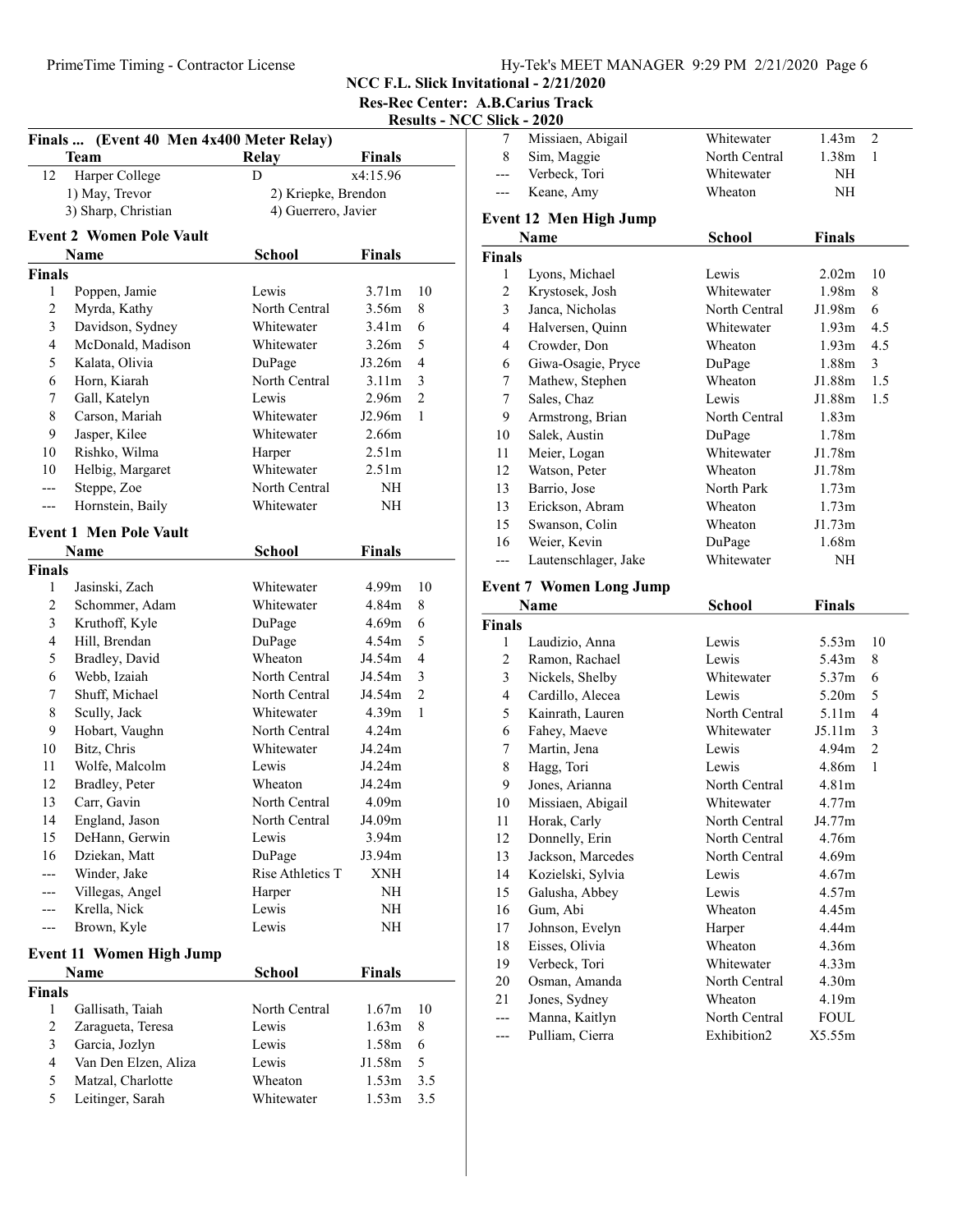NCC F.L. Slick Invitational - 2/21/2020

Res-Rec Center: A.B.Carius Track

Results - NCC Slick - 2020

### Finals ... (Event 40 Men 4x400 Meter Relay)

| | Team | Relay | Finals |
|---|---|---|---|
| 12 | Harper College | D | x4:15.96 |
| | 1) May, Trevor | 2) Kriepke, Brendon | |
| | 3) Sharp, Christian | 4) Guerrero, Javier | |

### Event 2 Women Pole Vault

| | Name | School | Finals | |
|---|---|---|---|---|
| **Finals** | | | | |
| 1 | Poppen, Jamie | Lewis | 3.71m | 10 |
| 2 | Myrda, Kathy | North Central | 3.56m | 8 |
| 3 | Davidson, Sydney | Whitewater | 3.41m | 6 |
| 4 | McDonald, Madison | Whitewater | 3.26m | 5 |
| 5 | Kalata, Olivia | DuPage | J3.26m | 4 |
| 6 | Horn, Kiarah | North Central | 3.11m | 3 |
| 7 | Gall, Katelyn | Lewis | 2.96m | 2 |
| 8 | Carson, Mariah | Whitewater | J2.96m | 1 |
| 9 | Jasper, Kilee | Whitewater | 2.66m | |
| 10 | Rishko, Wilma | Harper | 2.51m | |
| 10 | Helbig, Margaret | Whitewater | 2.51m | |
| --- | Steppe, Zoe | North Central | NH | |
| --- | Hornstein, Baily | Whitewater | NH | |

### Event 1 Men Pole Vault

| | Name | School | Finals | |
|---|---|---|---|---|
| **Finals** | | | | |
| 1 | Jasinski, Zach | Whitewater | 4.99m | 10 |
| 2 | Schommer, Adam | Whitewater | 4.84m | 8 |
| 3 | Kruthoff, Kyle | DuPage | 4.69m | 6 |
| 4 | Hill, Brendan | DuPage | 4.54m | 5 |
| 5 | Bradley, David | Wheaton | J4.54m | 4 |
| 6 | Webb, Izaiah | North Central | J4.54m | 3 |
| 7 | Shuff, Michael | North Central | J4.54m | 2 |
| 8 | Scully, Jack | Whitewater | 4.39m | 1 |
| 9 | Hobart, Vaughn | North Central | 4.24m | |
| 10 | Bitz, Chris | Whitewater | J4.24m | |
| 11 | Wolfe, Malcolm | Lewis | J4.24m | |
| 12 | Bradley, Peter | Wheaton | J4.24m | |
| 13 | Carr, Gavin | North Central | 4.09m | |
| 14 | England, Jason | North Central | J4.09m | |
| 15 | DeHann, Gerwin | Lewis | 3.94m | |
| 16 | Dziekan, Matt | DuPage | J3.94m | |
| --- | Winder, Jake | Rise Athletics T | XNH | |
| --- | Villegas, Angel | Harper | NH | |
| --- | Krella, Nick | Lewis | NH | |
| --- | Brown, Kyle | Lewis | NH | |

### Event 11 Women High Jump

| | Name | School | Finals | |
|---|---|---|---|---|
| **Finals** | | | | |
| 1 | Gallisath, Taiah | North Central | 1.67m | 10 |
| 2 | Zaragueta, Teresa | Lewis | 1.63m | 8 |
| 3 | Garcia, Jozlyn | Lewis | 1.58m | 6 |
| 4 | Van Den Elzen, Aliza | Lewis | J1.58m | 5 |
| 5 | Matzal, Charlotte | Wheaton | 1.53m | 3.5 |
| 5 | Leitinger, Sarah | Whitewater | 1.53m | 3.5 |
| 7 | Missiaen, Abigail | Whitewater | 1.43m | 2 |
| 8 | Sim, Maggie | North Central | 1.38m | 1 |
| --- | Verbeck, Tori | Whitewater | NH | |
| --- | Keane, Amy | Wheaton | NH | |

### Event 12 Men High Jump

| | Name | School | Finals | |
|---|---|---|---|---|
| **Finals** | | | | |
| 1 | Lyons, Michael | Lewis | 2.02m | 10 |
| 2 | Krystosek, Josh | Whitewater | 1.98m | 8 |
| 3 | Janca, Nicholas | North Central | J1.98m | 6 |
| 4 | Halversen, Quinn | Whitewater | 1.93m | 4.5 |
| 4 | Crowder, Don | Wheaton | 1.93m | 4.5 |
| 6 | Giwa-Osagie, Pryce | DuPage | 1.88m | 3 |
| 7 | Mathew, Stephen | Wheaton | J1.88m | 1.5 |
| 7 | Sales, Chaz | Lewis | J1.88m | 1.5 |
| 9 | Armstrong, Brian | North Central | 1.83m | |
| 10 | Salek, Austin | DuPage | 1.78m | |
| 11 | Meier, Logan | Whitewater | J1.78m | |
| 12 | Watson, Peter | Wheaton | J1.78m | |
| 13 | Barrio, Jose | North Park | 1.73m | |
| 13 | Erickson, Abram | Wheaton | 1.73m | |
| 15 | Swanson, Colin | Wheaton | J1.73m | |
| 16 | Weier, Kevin | DuPage | 1.68m | |
| --- | Lautenschlager, Jake | Whitewater | NH | |

### Event 7 Women Long Jump

| | Name | School | Finals | |
|---|---|---|---|---|
| **Finals** | | | | |
| 1 | Laudizio, Anna | Lewis | 5.53m | 10 |
| 2 | Ramon, Rachael | Lewis | 5.43m | 8 |
| 3 | Nickels, Shelby | Whitewater | 5.37m | 6 |
| 4 | Cardillo, Alecea | Lewis | 5.20m | 5 |
| 5 | Kainrath, Lauren | North Central | 5.11m | 4 |
| 6 | Fahey, Maeve | Whitewater | J5.11m | 3 |
| 7 | Martin, Jena | Lewis | 4.94m | 2 |
| 8 | Hagg, Tori | Lewis | 4.86m | 1 |
| 9 | Jones, Arianna | North Central | 4.81m | |
| 10 | Missiaen, Abigail | Whitewater | 4.77m | |
| 11 | Horak, Carly | North Central | J4.77m | |
| 12 | Donnelly, Erin | North Central | 4.76m | |
| 13 | Jackson, Marcedes | North Central | 4.69m | |
| 14 | Kozielski, Sylvia | Lewis | 4.67m | |
| 15 | Galusha, Abbey | Lewis | 4.57m | |
| 16 | Gum, Abi | Wheaton | 4.45m | |
| 17 | Johnson, Evelyn | Harper | 4.44m | |
| 18 | Eisses, Olivia | Wheaton | 4.36m | |
| 19 | Verbeck, Tori | Whitewater | 4.33m | |
| 20 | Osman, Amanda | North Central | 4.30m | |
| 21 | Jones, Sydney | Wheaton | 4.19m | |
| --- | Manna, Kaitlyn | North Central | FOUL | |
| --- | Pulliam, Cierra | Exhibition2 | X5.55m | |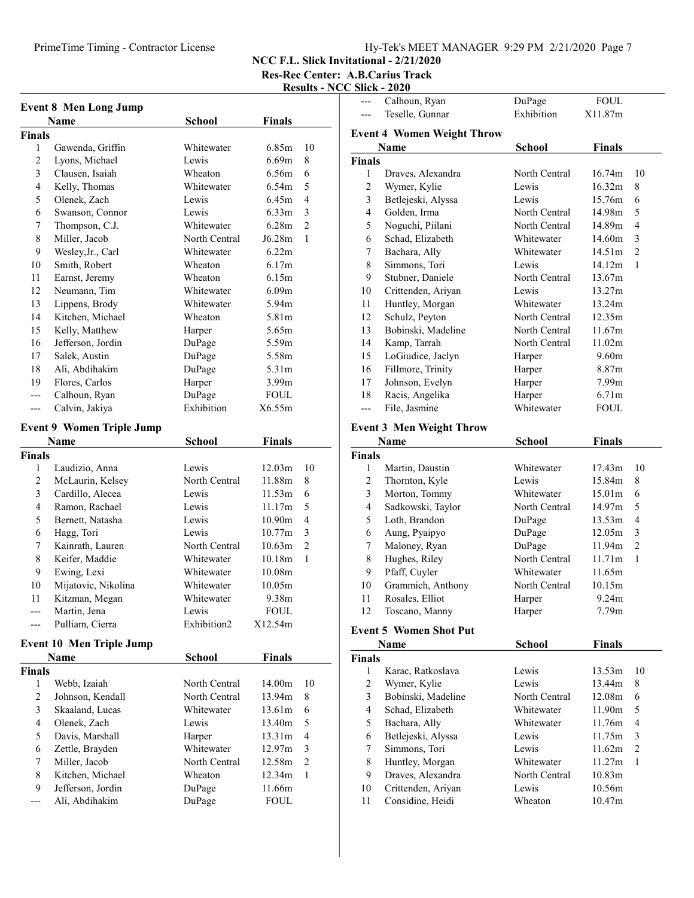NCC F.L. Slick Invitational - 2/21/2020
Res-Rec Center: A.B.Carius Track
Results - NCC Slick - 2020

## Event 8 Men Long Jump

| | Name | School | Finals | |
|---|---|---|---|---|
| **Finals** | | | | |
| 1 | Gawenda, Griffin | Whitewater | 6.85m | 10 |
| 2 | Lyons, Michael | Lewis | 6.69m | 8 |
| 3 | Clausen, Isaiah | Wheaton | 6.56m | 6 |
| 4 | Kelly, Thomas | Whitewater | 6.54m | 5 |
| 5 | Olenek, Zach | Lewis | 6.45m | 4 |
| 6 | Swanson, Connor | Lewis | 6.33m | 3 |
| 7 | Thompson, C.J. | Whitewater | 6.28m | 2 |
| 8 | Miller, Jacob | North Central | J6.28m | 1 |
| 9 | Wesley,Jr., Carl | Whitewater | 6.22m | |
| 10 | Smith, Robert | Wheaton | 6.17m | |
| 11 | Earnst, Jeremy | Wheaton | 6.15m | |
| 12 | Neumann, Tim | Whitewater | 6.09m | |
| 13 | Lippens, Brody | Whitewater | 5.94m | |
| 14 | Kitchen, Michael | Wheaton | 5.81m | |
| 15 | Kelly, Matthew | Harper | 5.65m | |
| 16 | Jefferson, Jordin | DuPage | 5.59m | |
| 17 | Salek, Austin | DuPage | 5.58m | |
| 18 | Ali, Abdihakim | DuPage | 5.31m | |
| 19 | Flores, Carlos | Harper | 3.99m | |
| --- | Calhoun, Ryan | DuPage | FOUL | |
| --- | Calvin, Jakiya | Exhibition | X6.55m | |

## Event 9 Women Triple Jump

| | Name | School | Finals | |
|---|---|---|---|---|
| **Finals** | | | | |
| 1 | Laudizio, Anna | Lewis | 12.03m | 10 |
| 2 | McLaurin, Kelsey | North Central | 11.88m | 8 |
| 3 | Cardillo, Alecea | Lewis | 11.53m | 6 |
| 4 | Ramon, Rachael | Lewis | 11.17m | 5 |
| 5 | Bernett, Natasha | Lewis | 10.90m | 4 |
| 6 | Hagg, Tori | Lewis | 10.77m | 3 |
| 7 | Kainrath, Lauren | North Central | 10.63m | 2 |
| 8 | Keifer, Maddie | Whitewater | 10.18m | 1 |
| 9 | Ewing, Lexi | Whitewater | 10.08m | |
| 10 | Mijatovic, Nikolina | Whitewater | 10.05m | |
| 11 | Kitzman, Megan | Whitewater | 9.38m | |
| --- | Martin, Jena | Lewis | FOUL | |
| --- | Pulliam, Cierra | Exhibition2 | X12.54m | |

## Event 10 Men Triple Jump

| | Name | School | Finals | |
|---|---|---|---|---|
| **Finals** | | | | |
| 1 | Webb, Izaiah | North Central | 14.00m | 10 |
| 2 | Johnson, Kendall | North Central | 13.94m | 8 |
| 3 | Skaaland, Lucas | Whitewater | 13.61m | 6 |
| 4 | Olenek, Zach | Lewis | 13.40m | 5 |
| 5 | Davis, Marshall | Harper | 13.31m | 4 |
| 6 | Zettle, Brayden | Whitewater | 12.97m | 3 |
| 7 | Miller, Jacob | North Central | 12.58m | 2 |
| 8 | Kitchen, Michael | Wheaton | 12.34m | 1 |
| 9 | Jefferson, Jordin | DuPage | 11.66m | |
| --- | Ali, Abdihakim | DuPage | FOUL | |
| --- | Calhoun, Ryan | DuPage | FOUL | |
| --- | Teselle, Gunnar | Exhibition | X11.87m | |

## Event 4 Women Weight Throw

| | Name | School | Finals | |
|---|---|---|---|---|
| **Finals** | | | | |
| 1 | Draves, Alexandra | North Central | 16.74m | 10 |
| 2 | Wymer, Kylie | Lewis | 16.32m | 8 |
| 3 | Betlejeski, Alyssa | Lewis | 15.76m | 6 |
| 4 | Golden, Irma | North Central | 14.98m | 5 |
| 5 | Noguchi, Piilani | North Central | 14.89m | 4 |
| 6 | Schad, Elizabeth | Whitewater | 14.60m | 3 |
| 7 | Bachara, Ally | Whitewater | 14.51m | 2 |
| 8 | Simmons, Tori | Lewis | 14.12m | 1 |
| 9 | Stubner, Daniele | North Central | 13.67m | |
| 10 | Crittenden, Ariyan | Lewis | 13.27m | |
| 11 | Huntley, Morgan | Whitewater | 13.24m | |
| 12 | Schulz, Peyton | North Central | 12.35m | |
| 13 | Bobinski, Madeline | North Central | 11.67m | |
| 14 | Kamp, Tarrah | North Central | 11.02m | |
| 15 | LoGiudice, Jaclyn | Harper | 9.60m | |
| 16 | Fillmore, Trinity | Harper | 8.87m | |
| 17 | Johnson, Evelyn | Harper | 7.99m | |
| 18 | Racis, Angelika | Harper | 6.71m | |
| --- | File, Jasmine | Whitewater | FOUL | |

## Event 3 Men Weight Throw

| | Name | School | Finals | |
|---|---|---|---|---|
| **Finals** | | | | |
| 1 | Martin, Daustin | Whitewater | 17.43m | 10 |
| 2 | Thornton, Kyle | Lewis | 15.84m | 8 |
| 3 | Morton, Tommy | Whitewater | 15.01m | 6 |
| 4 | Sadkowski, Taylor | North Central | 14.97m | 5 |
| 5 | Loth, Brandon | DuPage | 13.53m | 4 |
| 6 | Aung, Pyaipyo | DuPage | 12.05m | 3 |
| 7 | Maloney, Ryan | DuPage | 11.94m | 2 |
| 8 | Hughes, Riley | North Central | 11.71m | 1 |
| 9 | Pfaff, Cuyler | Whitewater | 11.65m | |
| 10 | Grammich, Anthony | North Central | 10.15m | |
| 11 | Rosales, Elliot | Harper | 9.24m | |
| 12 | Toscano, Manny | Harper | 7.79m | |

## Event 5 Women Shot Put

| | Name | School | Finals | |
|---|---|---|---|---|
| **Finals** | | | | |
| 1 | Karac, Ratkoslava | Lewis | 13.53m | 10 |
| 2 | Wymer, Kylie | Lewis | 13.44m | 8 |
| 3 | Bobinski, Madeline | North Central | 12.08m | 6 |
| 4 | Schad, Elizabeth | Whitewater | 11.90m | 5 |
| 5 | Bachara, Ally | Whitewater | 11.76m | 4 |
| 6 | Betlejeski, Alyssa | Lewis | 11.75m | 3 |
| 7 | Simmons, Tori | Lewis | 11.62m | 2 |
| 8 | Huntley, Morgan | Whitewater | 11.27m | 1 |
| 9 | Draves, Alexandra | North Central | 10.83m | |
| 10 | Crittenden, Ariyan | Lewis | 10.56m | |
| 11 | Considine, Heidi | Wheaton | 10.47m | |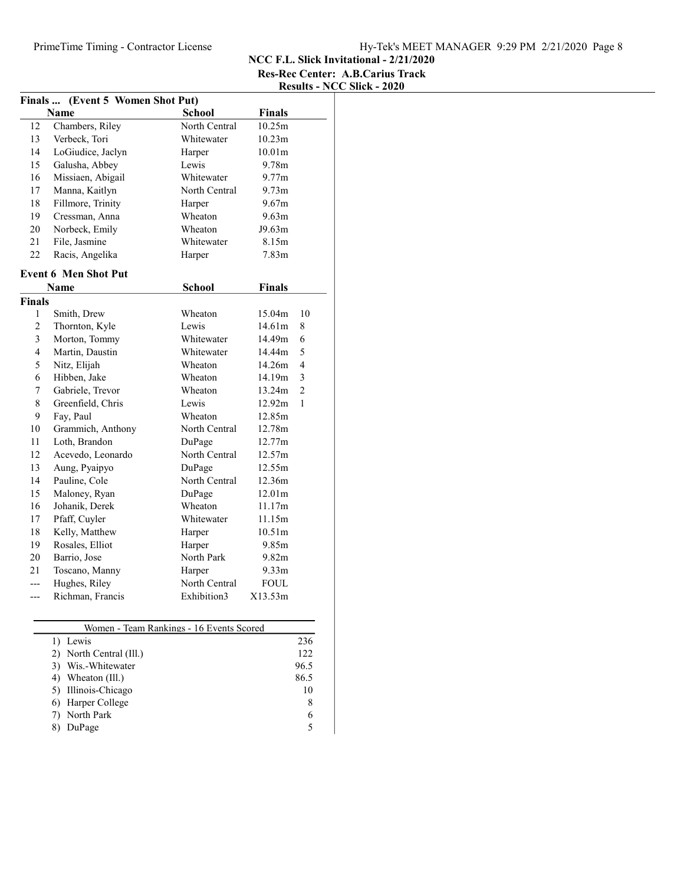## Finals ... (Event 5 Women Shot Put)

| | Name | School | Finals |
|---|---|---|---|
| 12 | Chambers, Riley | North Central | 10.25m |
| 13 | Verbeck, Tori | Whitewater | 10.23m |
| 14 | LoGiudice, Jaclyn | Harper | 10.01m |
| 15 | Galusha, Abbey | Lewis | 9.78m |
| 16 | Missiaen, Abigail | Whitewater | 9.77m |
| 17 | Manna, Kaitlyn | North Central | 9.73m |
| 18 | Fillmore, Trinity | Harper | 9.67m |
| 19 | Cressman, Anna | Wheaton | 9.63m |
| 20 | Norbeck, Emily | Wheaton | J9.63m |
| 21 | File, Jasmine | Whitewater | 8.15m |
| 22 | Racis, Angelika | Harper | 7.83m |

## Event 6 Men Shot Put

| | Name | School | Finals | |
|---|---|---|---|---|
| **Finals** | | | | |
| 1 | Smith, Drew | Wheaton | 15.04m | 10 |
| 2 | Thornton, Kyle | Lewis | 14.61m | 8 |
| 3 | Morton, Tommy | Whitewater | 14.49m | 6 |
| 4 | Martin, Daustin | Whitewater | 14.44m | 5 |
| 5 | Nitz, Elijah | Wheaton | 14.26m | 4 |
| 6 | Hibben, Jake | Wheaton | 14.19m | 3 |
| 7 | Gabriele, Trevor | Wheaton | 13.24m | 2 |
| 8 | Greenfield, Chris | Lewis | 12.92m | 1 |
| 9 | Fay, Paul | Wheaton | 12.85m | |
| 10 | Grammich, Anthony | North Central | 12.78m | |
| 11 | Loth, Brandon | DuPage | 12.77m | |
| 12 | Acevedo, Leonardo | North Central | 12.57m | |
| 13 | Aung, Pyaipyo | DuPage | 12.55m | |
| 14 | Pauline, Cole | North Central | 12.36m | |
| 15 | Maloney, Ryan | DuPage | 12.01m | |
| 16 | Johanik, Derek | Wheaton | 11.17m | |
| 17 | Pfaff, Cuyler | Whitewater | 11.15m | |
| 18 | Kelly, Matthew | Harper | 10.51m | |
| 19 | Rosales, Elliot | Harper | 9.85m | |
| 20 | Barrio, Jose | North Park | 9.82m | |
| 21 | Toscano, Manny | Harper | 9.33m | |
| --- | Hughes, Riley | North Central | FOUL | |
| --- | Richman, Francis | Exhibition3 | X13.53m | |

| Women - Team Rankings - 16 Events Scored | |
|---|---|
| 1) Lewis | 236 |
| 2) North Central (Ill.) | 122 |
| 3) Wis.-Whitewater | 96.5 |
| 4) Wheaton (Ill.) | 86.5 |
| 5) Illinois-Chicago | 10 |
| 6) Harper College | 8 |
| 7) North Park | 6 |
| 8) DuPage | 5 |